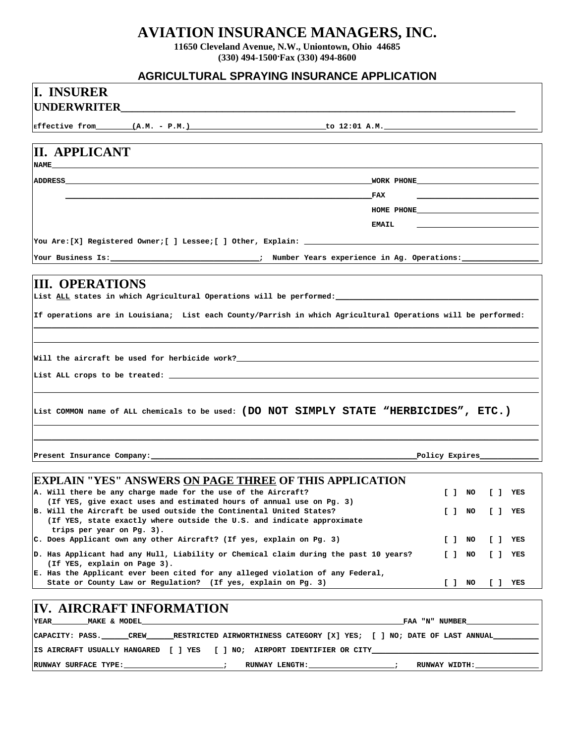# AVIATION INSURANCE MANAGERS, INC.

**11650 Cleveland Avenue, N.W., Uniontown, Ohio 44685**
**(330) 494-1500·Fax (330) 494-8600**

## AGRICULTURAL SPRAYING INSURANCE APPLICATION

## I. INSURER

**UNDERWRITER**\_\_\_\_\_\_\_\_\_\_\_\_\_\_\_\_\_\_\_\_\_\_\_\_\_\_\_\_\_\_\_\_\_\_\_\_\_\_\_\_

Effective from\_\_\_\_\_\_\_\_(A.M. - P.M.)\_\_\_\_\_\_\_\_\_\_\_\_\_\_\_\_\_\_\_\_to 12:01 A.M.\_\_\_\_\_\_\_\_\_\_\_\_\_\_\_\_\_\_\_\_

## II. APPLICANT

NAME\_\_\_\_\_\_\_\_\_\_\_\_\_\_\_\_\_\_\_\_\_\_\_\_\_\_\_\_\_\_\_\_\_\_\_\_\_\_\_\_

ADDRESS\_\_\_\_\_\_\_\_\_\_\_\_\_\_\_\_\_\_\_\_\_\_\_\_\_\_\_\_\_\_\_\_ WORK PHONE\_\_\_\_\_\_\_\_\_\_\_\_\_\_\_\_\_\_\_\_

\_\_\_\_\_\_\_\_\_\_\_\_\_\_\_\_\_\_\_\_\_\_\_\_\_\_\_\_\_\_\_\_ FAX \_\_\_\_\_\_\_\_\_\_\_\_\_\_\_\_\_\_\_\_

HOME PHONE\_\_\_\_\_\_\_\_\_\_\_\_\_\_\_\_\_\_\_\_

EMAIL \_\_\_\_\_\_\_\_\_\_\_\_\_\_\_\_\_\_\_\_

You Are:[X] Registered Owner;[ ] Lessee;[ ] Other, Explain: \_\_\_\_\_\_\_\_\_\_\_\_\_\_\_\_\_\_\_\_

Your Business Is:\_\_\_\_\_\_\_\_\_\_\_\_\_\_\_\_\_\_\_\_; Number Years experience in Ag. Operations:\_\_\_\_\_\_\_\_\_\_

## III. OPERATIONS

List ALL states in which Agricultural Operations will be performed:\_\_\_\_\_\_\_\_\_\_\_\_\_\_\_\_\_\_\_\_

If operations are in Louisiana; List each County/Parrish in which Agricultural Operations will be performed:

\_\_\_\_\_\_\_\_\_\_\_\_\_\_\_\_\_\_\_\_\_\_\_\_\_\_\_\_\_\_\_\_\_\_\_\_\_\_\_\_

\_\_\_\_\_\_\_\_\_\_\_\_\_\_\_\_\_\_\_\_\_\_\_\_\_\_\_\_\_\_\_\_\_\_\_\_\_\_\_\_

Will the aircraft be used for herbicide work?\_\_\_\_\_\_\_\_\_\_\_\_\_\_\_\_\_\_\_\_

List ALL crops to be treated: \_\_\_\_\_\_\_\_\_\_\_\_\_\_\_\_\_\_\_\_

\_\_\_\_\_\_\_\_\_\_\_\_\_\_\_\_\_\_\_\_\_\_\_\_\_\_\_\_\_\_\_\_\_\_\_\_\_\_\_\_

List COMMON name of ALL chemicals to be used: **(DO NOT SIMPLY STATE "HERBICIDES", ETC.)**

\_\_\_\_\_\_\_\_\_\_\_\_\_\_\_\_\_\_\_\_\_\_\_\_\_\_\_\_\_\_\_\_\_\_\_\_\_\_\_\_

\_\_\_\_\_\_\_\_\_\_\_\_\_\_\_\_\_\_\_\_\_\_\_\_\_\_\_\_\_\_\_\_\_\_\_\_\_\_\_\_

Present Insurance Company:\_\_\_\_\_\_\_\_\_\_\_\_\_\_\_\_\_\_\_\_ Policy Expires\_\_\_\_\_\_\_\_\_\_

## EXPLAIN "YES" ANSWERS ON PAGE THREE OF THIS APPLICATION

| Question | NO | YES |
|---|---|---|
| A. Will there be any charge made for the use of the Aircraft? (If YES, give exact uses and estimated hours of annual use on Pg. 3) | [ ] NO | [ ] YES |
| B. Will the Aircraft be used outside the Continental United States? (If YES, state exactly where outside the U.S. and indicate approximate trips per year on Pg. 3). | [ ] NO | [ ] YES |
| C. Does Applicant own any other Aircraft? (If yes, explain on Pg. 3) | [ ] NO | [ ] YES |
| D. Has Applicant had any Hull, Liability or Chemical claim during the past 10 years? (If YES, explain on Page 3). | [ ] NO | [ ] YES |
| E. Has the Applicant ever been cited for any alleged violation of any Federal, State or County Law or Regulation? (If yes, explain on Pg. 3) | [ ] NO | [ ] YES |

## IV. AIRCRAFT INFORMATION

YEAR\_\_\_\_\_\_\_\_MAKE & MODEL\_\_\_\_\_\_\_\_\_\_\_\_\_\_\_\_\_\_\_\_ FAA "N" NUMBER\_\_\_\_\_\_\_\_\_\_

CAPACITY: PASS.\_\_\_\_\_\_CREW\_\_\_\_\_\_RESTRICTED AIRWORTHINESS CATEGORY [X] YES; [ ] NO; DATE OF LAST ANNUAL\_\_\_\_\_\_\_\_\_\_

IS AIRCRAFT USUALLY HANGARED [ ] YES [ ] NO; AIRPORT IDENTIFIER OR CITY\_\_\_\_\_\_\_\_\_\_\_\_\_\_\_\_\_\_\_\_

RUNWAY SURFACE TYPE:\_\_\_\_\_\_\_\_\_\_\_\_\_\_\_\_; RUNWAY LENGTH:\_\_\_\_\_\_\_\_\_\_\_\_\_\_\_\_; RUNWAY WIDTH:\_\_\_\_\_\_\_\_\_\_\_\_\_\_\_\_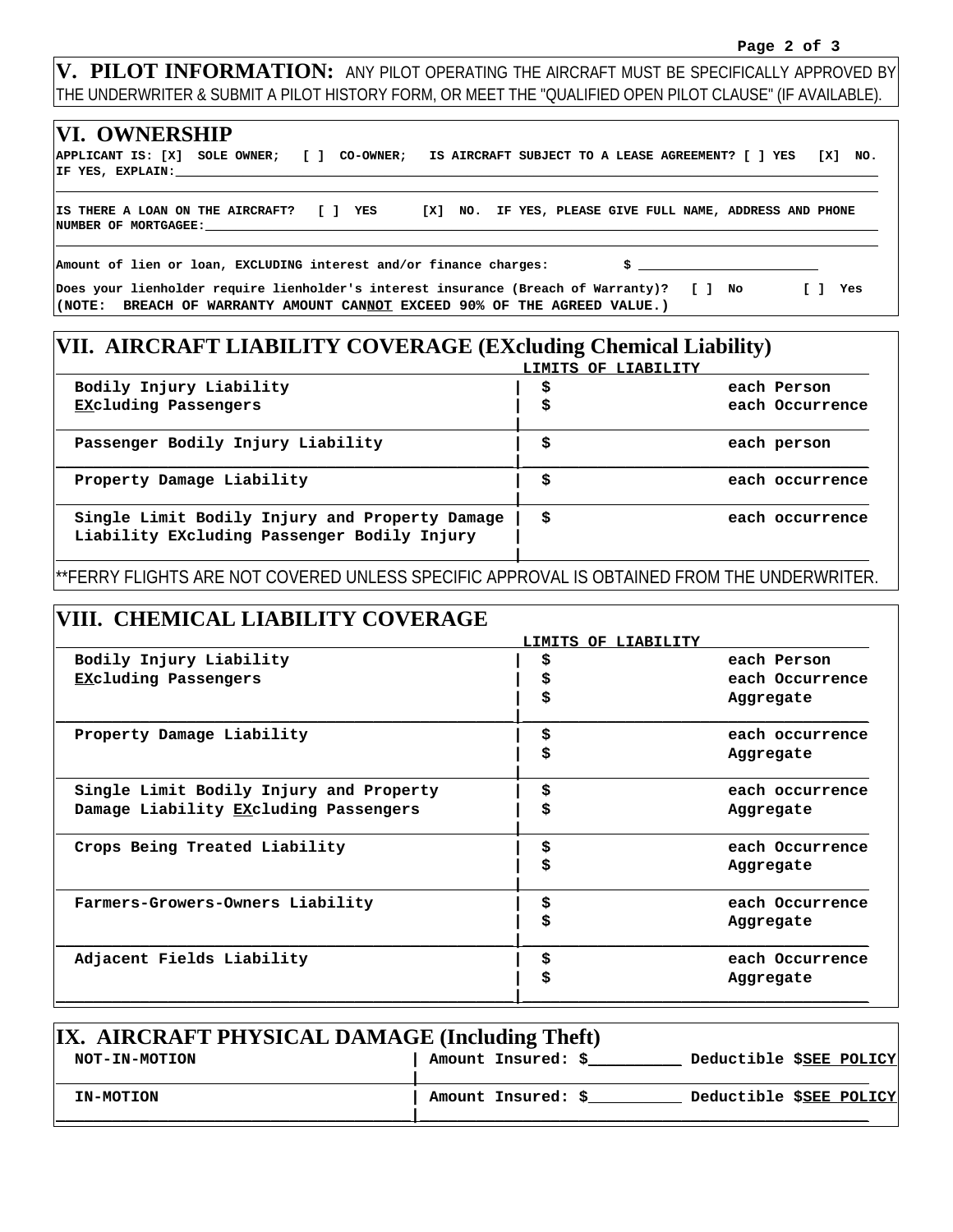## V. PILOT INFORMATION:

ANY PILOT OPERATING THE AIRCRAFT MUST BE SPECIFICALLY APPROVED BY THE UNDERWRITER & SUBMIT A PILOT HISTORY FORM, OR MEET THE "QUALIFIED OPEN PILOT CLAUSE" (IF AVAILABLE).

## VI. OWNERSHIP

**APPLICANT IS: [X] SOLE OWNER; [ ] CO-OWNER; IS AIRCRAFT SUBJECT TO A LEASE AGREEMENT? [ ] YES [X] NO.**
**IF YES, EXPLAIN:**\_\_\_\_\_\_\_\_\_\_\_\_\_\_\_\_\_\_\_\_\_\_\_\_\_\_\_\_\_\_\_\_\_\_\_\_\_\_\_\_

**IS THERE A LOAN ON THE AIRCRAFT? [ ] YES [X] NO. IF YES, PLEASE GIVE FULL NAME, ADDRESS AND PHONE NUMBER OF MORTGAGEE:**\_\_\_\_\_\_\_\_\_\_\_\_\_\_\_\_\_\_\_\_\_\_\_\_\_\_\_\_\_\_\_\_\_\_\_\_\_\_\_\_

**Amount of lien or loan, EXCLUDING interest and/or finance charges: $** \_\_\_\_\_\_\_\_\_\_\_\_\_\_\_\_\_\_\_\_

**Does your lienholder require lienholder's interest insurance (Breach of Warranty)? [ ] No [ ] Yes**
**(NOTE: BREACH OF WARRANTY AMOUNT CAN<u>NOT</u> EXCEED 90% OF THE AGREED VALUE.)**

## VII. AIRCRAFT LIABILITY COVERAGE (EXcluding Chemical Liability)

| | LIMITS OF LIABILITY | |
|---|---|---|
| Bodily Injury Liability<br>**<u>EX</u>**cluding Passengers | $<br>$ | each Person<br>each Occurrence |
| Passenger Bodily Injury Liability | $ | each person |
| Property Damage Liability | $ | each occurrence |
| Single Limit Bodily Injury and Property Damage Liability EXcluding Passenger Bodily Injury | $ | each occurrence |

**FERRY FLIGHTS ARE NOT COVERED UNLESS SPECIFIC APPROVAL IS OBTAINED FROM THE UNDERWRITER.

## VIII. CHEMICAL LIABILITY COVERAGE

| | LIMITS OF LIABILITY | |
|---|---|---|
| Bodily Injury Liability<br>**<u>EX</u>**cluding Passengers | $<br>$<br>$ | each Person<br>each Occurrence<br>Aggregate |
| Property Damage Liability | $<br>$ | each occurrence<br>Aggregate |
| Single Limit Bodily Injury and Property Damage Liability **<u>EX</u>**cluding Passengers | $<br>$ | each occurrence<br>Aggregate |
| Crops Being Treated Liability | $<br>$ | each Occurrence<br>Aggregate |
| Farmers-Growers-Owners Liability | $<br>$ | each Occurrence<br>Aggregate |
| Adjacent Fields Liability | $<br>$ | each Occurrence<br>Aggregate |

## IX. AIRCRAFT PHYSICAL DAMAGE (Including Theft)

| | | |
|---|---|---|
| NOT-IN-MOTION | Amount Insured: $\_\_\_\_\_\_\_\_\_\_ | Deductible $<u>SEE POLICY</u> |
| IN-MOTION | Amount Insured: $\_\_\_\_\_\_\_\_\_\_ | Deductible $<u>SEE POLICY</u> |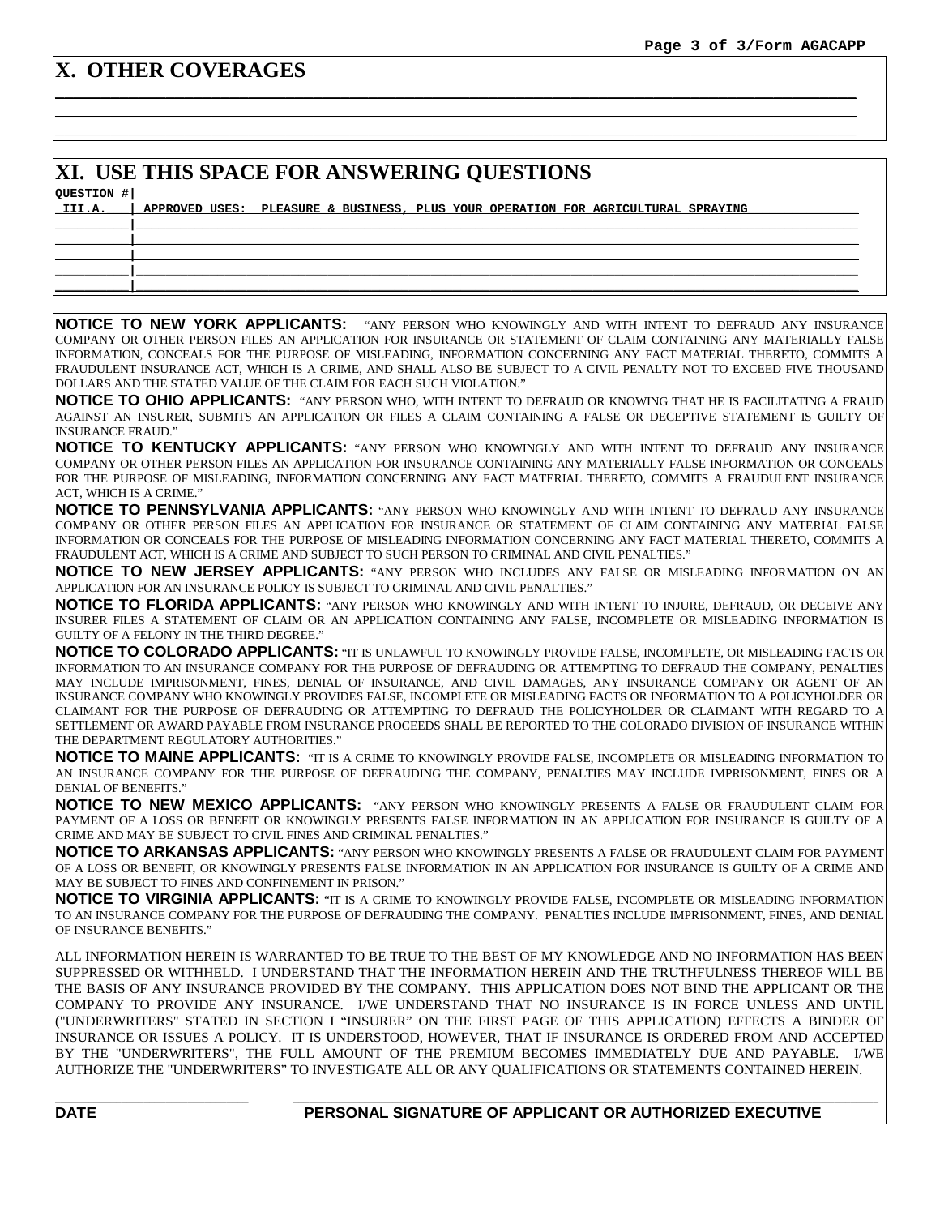# X. OTHER COVERAGES

# XI. USE THIS SPACE FOR ANSWERING QUESTIONS

| QUESTION # | |
|---|---|
| III.A. | APPROVED USES: PLEASURE & BUSINESS, PLUS YOUR OPERATION FOR AGRICULTURAL SPRAYING |
| | |
| | |
| | |
| | |
| | |

**NOTICE TO NEW YORK APPLICANTS:** "ANY PERSON WHO KNOWINGLY AND WITH INTENT TO DEFRAUD ANY INSURANCE COMPANY OR OTHER PERSON FILES AN APPLICATION FOR INSURANCE OR STATEMENT OF CLAIM CONTAINING ANY MATERIALLY FALSE INFORMATION, CONCEALS FOR THE PURPOSE OF MISLEADING, INFORMATION CONCERNING ANY FACT MATERIAL THERETO, COMMITS A FRAUDULENT INSURANCE ACT, WHICH IS A CRIME, AND SHALL ALSO BE SUBJECT TO A CIVIL PENALTY NOT TO EXCEED FIVE THOUSAND DOLLARS AND THE STATED VALUE OF THE CLAIM FOR EACH SUCH VIOLATION."

**NOTICE TO OHIO APPLICANTS:** "ANY PERSON WHO, WITH INTENT TO DEFRAUD OR KNOWING THAT HE IS FACILITATING A FRAUD AGAINST AN INSURER, SUBMITS AN APPLICATION OR FILES A CLAIM CONTAINING A FALSE OR DECEPTIVE STATEMENT IS GUILTY OF INSURANCE FRAUD."

**NOTICE TO KENTUCKY APPLICANTS:** "ANY PERSON WHO KNOWINGLY AND WITH INTENT TO DEFRAUD ANY INSURANCE COMPANY OR OTHER PERSON FILES AN APPLICATION FOR INSURANCE CONTAINING ANY MATERIALLY FALSE INFORMATION OR CONCEALS FOR THE PURPOSE OF MISLEADING, INFORMATION CONCERNING ANY FACT MATERIAL THERETO, COMMITS A FRAUDULENT INSURANCE ACT, WHICH IS A CRIME."

**NOTICE TO PENNSYLVANIA APPLICANTS:** "ANY PERSON WHO KNOWINGLY AND WITH INTENT TO DEFRAUD ANY INSURANCE COMPANY OR OTHER PERSON FILES AN APPLICATION FOR INSURANCE OR STATEMENT OF CLAIM CONTAINING ANY MATERIAL FALSE INFORMATION OR CONCEALS FOR THE PURPOSE OF MISLEADING INFORMATION CONCERNING ANY FACT MATERIAL THERETO, COMMITS A FRAUDULENT ACT, WHICH IS A CRIME AND SUBJECT TO SUCH PERSON TO CRIMINAL AND CIVIL PENALTIES."

**NOTICE TO NEW JERSEY APPLICANTS:** "ANY PERSON WHO INCLUDES ANY FALSE OR MISLEADING INFORMATION ON AN APPLICATION FOR AN INSURANCE POLICY IS SUBJECT TO CRIMINAL AND CIVIL PENALTIES."

**NOTICE TO FLORIDA APPLICANTS:** "ANY PERSON WHO KNOWINGLY AND WITH INTENT TO INJURE, DEFRAUD, OR DECEIVE ANY INSURER FILES A STATEMENT OF CLAIM OR AN APPLICATION CONTAINING ANY FALSE, INCOMPLETE OR MISLEADING INFORMATION IS GUILTY OF A FELONY IN THE THIRD DEGREE."

**NOTICE TO COLORADO APPLICANTS:** "IT IS UNLAWFUL TO KNOWINGLY PROVIDE FALSE, INCOMPLETE, OR MISLEADING FACTS OR INFORMATION TO AN INSURANCE COMPANY FOR THE PURPOSE OF DEFRAUDING OR ATTEMPTING TO DEFRAUD THE COMPANY, PENALTIES MAY INCLUDE IMPRISONMENT, FINES, DENIAL OF INSURANCE, AND CIVIL DAMAGES, ANY INSURANCE COMPANY OR AGENT OF AN INSURANCE COMPANY WHO KNOWINGLY PROVIDES FALSE, INCOMPLETE OR MISLEADING FACTS OR INFORMATION TO A POLICYHOLDER OR CLAIMANT FOR THE PURPOSE OF DEFRAUDING OR ATTEMPTING TO DEFRAUD THE POLICYHOLDER OR CLAIMANT WITH REGARD TO A SETTLEMENT OR AWARD PAYABLE FROM INSURANCE PROCEEDS SHALL BE REPORTED TO THE COLORADO DIVISION OF INSURANCE WITHIN THE DEPARTMENT REGULATORY AUTHORITIES."

**NOTICE TO MAINE APPLICANTS:** "IT IS A CRIME TO KNOWINGLY PROVIDE FALSE, INCOMPLETE OR MISLEADING INFORMATION TO AN INSURANCE COMPANY FOR THE PURPOSE OF DEFRAUDING THE COMPANY, PENALTIES MAY INCLUDE IMPRISONMENT, FINES OR A DENIAL OF BENEFITS."

**NOTICE TO NEW MEXICO APPLICANTS:** "ANY PERSON WHO KNOWINGLY PRESENTS A FALSE OR FRAUDULENT CLAIM FOR PAYMENT OF A LOSS OR BENEFIT OR KNOWINGLY PRESENTS FALSE INFORMATION IN AN APPLICATION FOR INSURANCE IS GUILTY OF A CRIME AND MAY BE SUBJECT TO CIVIL FINES AND CRIMINAL PENALTIES."

**NOTICE TO ARKANSAS APPLICANTS:** "ANY PERSON WHO KNOWINGLY PRESENTS A FALSE OR FRAUDULENT CLAIM FOR PAYMENT OF A LOSS OR BENEFIT, OR KNOWINGLY PRESENTS FALSE INFORMATION IN AN APPLICATION FOR INSURANCE IS GUILTY OF A CRIME AND MAY BE SUBJECT TO FINES AND CONFINEMENT IN PRISON."

**NOTICE TO VIRGINIA APPLICANTS:** "IT IS A CRIME TO KNOWINGLY PROVIDE FALSE, INCOMPLETE OR MISLEADING INFORMATION TO AN INSURANCE COMPANY FOR THE PURPOSE OF DEFRAUDING THE COMPANY. PENALTIES INCLUDE IMPRISONMENT, FINES, AND DENIAL OF INSURANCE BENEFITS."

ALL INFORMATION HEREIN IS WARRANTED TO BE TRUE TO THE BEST OF MY KNOWLEDGE AND NO INFORMATION HAS BEEN SUPPRESSED OR WITHHELD. I UNDERSTAND THAT THE INFORMATION HEREIN AND THE TRUTHFULNESS THEREOF WILL BE THE BASIS OF ANY INSURANCE PROVIDED BY THE COMPANY. THIS APPLICATION DOES NOT BIND THE APPLICANT OR THE COMPANY TO PROVIDE ANY INSURANCE. I/WE UNDERSTAND THAT NO INSURANCE IS IN FORCE UNLESS AND UNTIL ("UNDERWRITERS" STATED IN SECTION I "INSURER" ON THE FIRST PAGE OF THIS APPLICATION) EFFECTS A BINDER OF INSURANCE OR ISSUES A POLICY. IT IS UNDERSTOOD, HOWEVER, THAT IF INSURANCE IS ORDERED FROM AND ACCEPTED BY THE "UNDERWRITERS", THE FULL AMOUNT OF THE PREMIUM BECOMES IMMEDIATELY DUE AND PAYABLE. I/WE AUTHORIZE THE "UNDERWRITERS" TO INVESTIGATE ALL OR ANY QUALIFICATIONS OR STATEMENTS CONTAINED HEREIN.

**DATE** ______________________ **PERSONAL SIGNATURE OF APPLICANT OR AUTHORIZED EXECUTIVE** ______________________